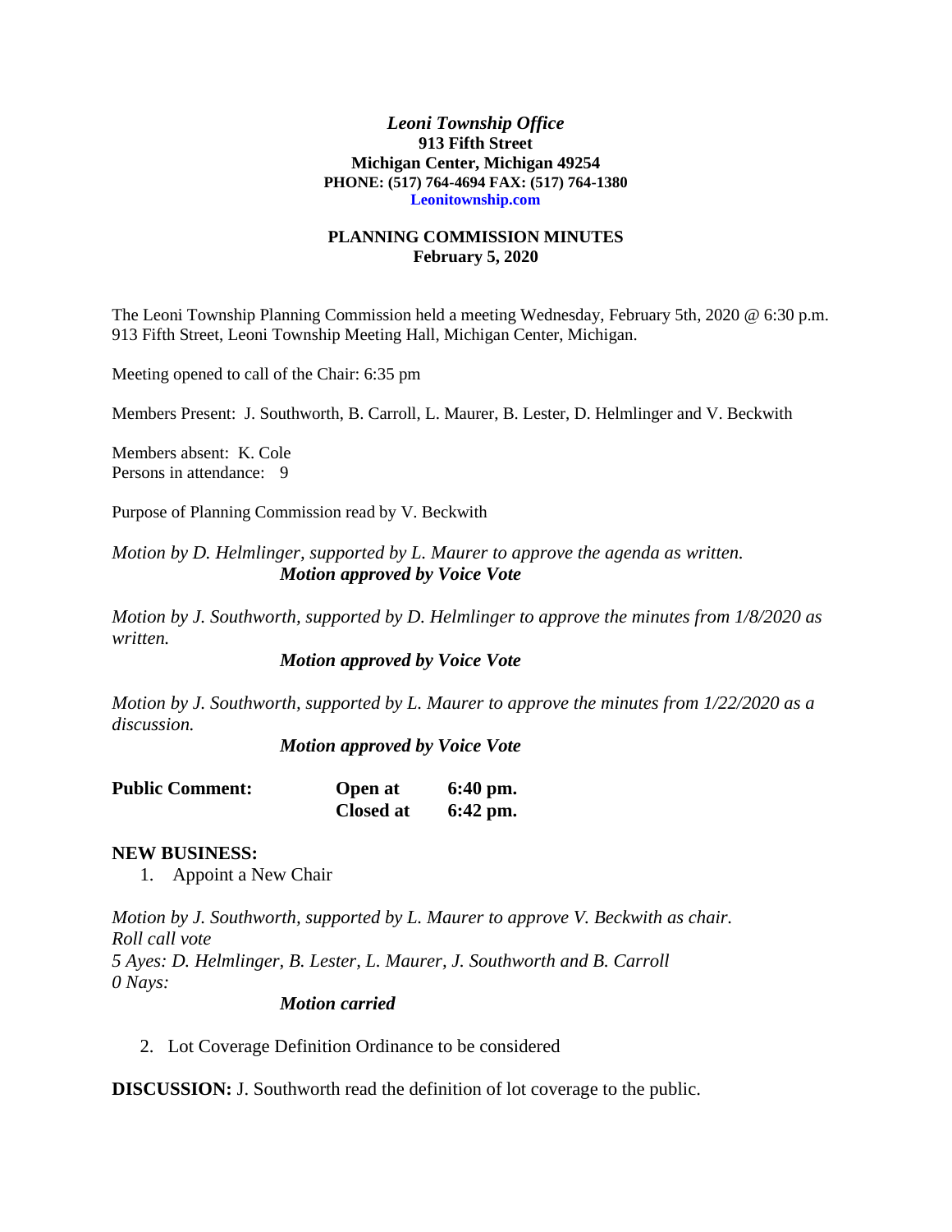***Leoni Township Office***
**913 Fifth Street**
**Michigan Center, Michigan 49254**
**PHONE: (517) 764-4694 FAX: (517) 764-1380**
**Leonitownship.com**

**PLANNING COMMISSION MINUTES**
**February 5, 2020**

The Leoni Township Planning Commission held a meeting Wednesday, February 5th, 2020 @ 6:30 p.m. 913 Fifth Street, Leoni Township Meeting Hall, Michigan Center, Michigan.

Meeting opened to call of the Chair: 6:35 pm

Members Present: J. Southworth, B. Carroll, L. Maurer, B. Lester, D. Helmlinger and V. Beckwith

Members absent: K. Cole
Persons in attendance: 9

Purpose of Planning Commission read by V. Beckwith

*Motion by D. Helmlinger, supported by L. Maurer to approve the agenda as written.*
***Motion approved by Voice Vote***

*Motion by J. Southworth, supported by D. Helmlinger to approve the minutes from 1/8/2020 as written.*
***Motion approved by Voice Vote***

*Motion by J. Southworth, supported by L. Maurer to approve the minutes from 1/22/2020 as a discussion.*
***Motion approved by Voice Vote***

| **Public Comment:** | **Open at** | **6:40 pm.** |
|---|---|---|
| | **Closed at** | **6:42 pm.** |

**NEW BUSINESS:**

1. Appoint a New Chair

*Motion by J. Southworth, supported by L. Maurer to approve V. Beckwith as chair.*
*Roll call vote*
*5 Ayes: D. Helmlinger, B. Lester, L. Maurer, J. Southworth and B. Carroll*
*0 Nays:*
***Motion carried***

2. Lot Coverage Definition Ordinance to be considered

**DISCUSSION:** J. Southworth read the definition of lot coverage to the public.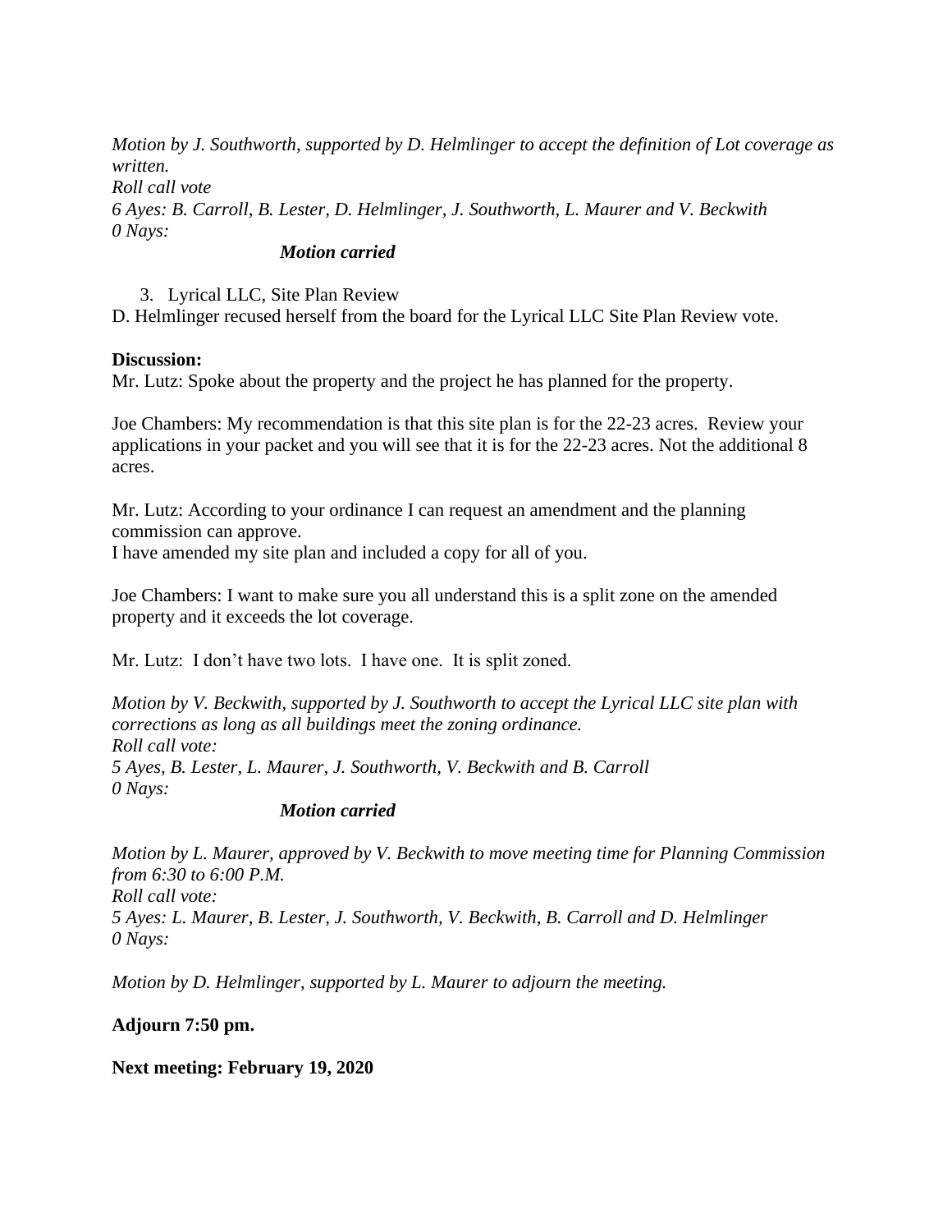*Motion by J. Southworth, supported by D. Helmlinger to accept the definition of Lot coverage as written.*
*Roll call vote*
*6 Ayes: B. Carroll, B. Lester, D. Helmlinger, J. Southworth, L. Maurer and V. Beckwith*
*0 Nays:*

***Motion carried***

3. Lyrical LLC, Site Plan Review

D. Helmlinger recused herself from the board for the Lyrical LLC Site Plan Review vote.

**Discussion:**

Mr. Lutz: Spoke about the property and the project he has planned for the property.

Joe Chambers: My recommendation is that this site plan is for the 22-23 acres. Review your applications in your packet and you will see that it is for the 22-23 acres. Not the additional 8 acres.

Mr. Lutz: According to your ordinance I can request an amendment and the planning commission can approve.
I have amended my site plan and included a copy for all of you.

Joe Chambers: I want to make sure you all understand this is a split zone on the amended property and it exceeds the lot coverage.

Mr. Lutz: I don't have two lots. I have one. It is split zoned.

*Motion by V. Beckwith, supported by J. Southworth to accept the Lyrical LLC site plan with corrections as long as all buildings meet the zoning ordinance.*
*Roll call vote:*
*5 Ayes, B. Lester, L. Maurer, J. Southworth, V. Beckwith and B. Carroll*
*0 Nays:*

***Motion carried***

*Motion by L. Maurer, approved by V. Beckwith to move meeting time for Planning Commission from 6:30 to 6:00 P.M.*
*Roll call vote:*
*5 Ayes: L. Maurer, B. Lester, J. Southworth, V. Beckwith, B. Carroll and D. Helmlinger*
*0 Nays:*

*Motion by D. Helmlinger, supported by L. Maurer to adjourn the meeting.*

**Adjourn 7:50 pm.**

**Next meeting: February 19, 2020**